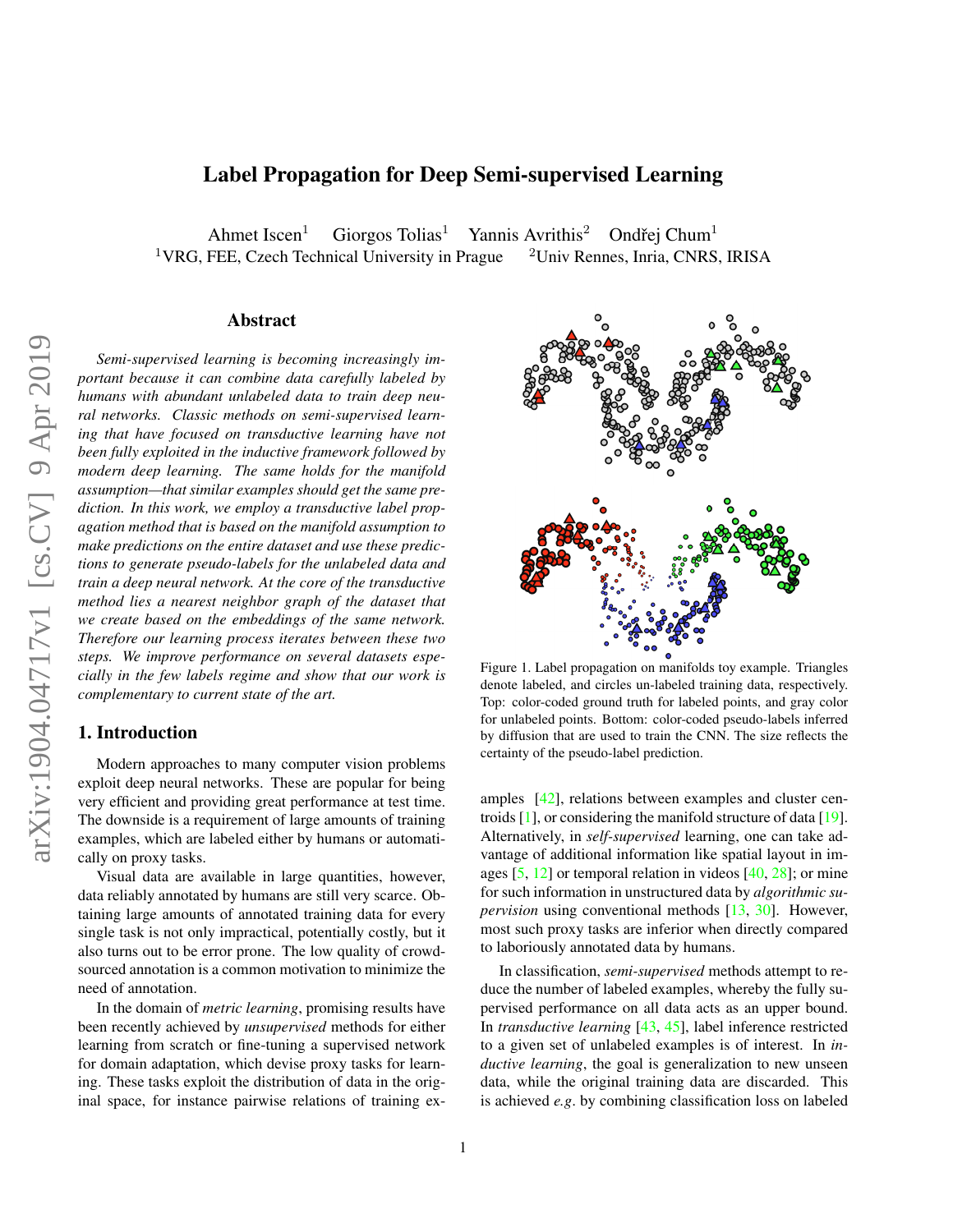# Label Propagation for Deep Semi-supervised Learning

Ahmet Iscen[1] Giorgos Tolias[1] Yannis Avrithis[2] Ondřej Chum[1]

[1]VRG, FEE, Czech Technical University in Prague [2]Univ Rennes, Inria, CNRS, IRISA

## Abstract

*Semi-supervised learning is becoming increasingly important because it can combine data carefully labeled by humans with abundant unlabeled data to train deep neural networks. Classic methods on semi-supervised learning that have focused on transductive learning have not been fully exploited in the inductive framework followed by modern deep learning. The same holds for the manifold assumption—that similar examples should get the same prediction. In this work, we employ a transductive label propagation method that is based on the manifold assumption to make predictions on the entire dataset and use these predictions to generate pseudo-labels for the unlabeled data and train a deep neural network. At the core of the transductive method lies a nearest neighbor graph of the dataset that we create based on the embeddings of the same network. Therefore our learning process iterates between these two steps. We improve performance on several datasets especially in the few labels regime and show that our work is complementary to current state of the art.*

## 1. Introduction

Modern approaches to many computer vision problems exploit deep neural networks. These are popular for being very efficient and providing great performance at test time. The downside is a requirement of large amounts of training examples, which are labeled either by humans or automatically on proxy tasks.

Visual data are available in large quantities, however, data reliably annotated by humans are still very scarce. Obtaining large amounts of annotated training data for every single task is not only impractical, potentially costly, but it also turns out to be error prone. The low quality of crowd-sourced annotation is a common motivation to minimize the need of annotation.

In the domain of *metric learning*, promising results have been recently achieved by *unsupervised* methods for either learning from scratch or fine-tuning a supervised network for domain adaptation, which devise proxy tasks for learning. These tasks exploit the distribution of data in the original space, for instance pairwise relations of training examples [42], relations between examples and cluster centroids [1], or considering the manifold structure of data [19]. Alternatively, in *self-supervised* learning, one can take advantage of additional information like spatial layout in images [5, 12] or temporal relation in videos [40, 28]; or mine for such information in unstructured data by *algorithmic supervision* using conventional methods [13, 30]. However, most such proxy tasks are inferior when directly compared to laboriously annotated data by humans.

Figure 1. Label propagation on manifolds toy example. Triangles denote labeled, and circles un-labeled training data, respectively. Top: color-coded ground truth for labeled points, and gray color for unlabeled points. Bottom: color-coded pseudo-labels inferred by diffusion that are used to train the CNN. The size reflects the certainty of the pseudo-label prediction.

In classification, *semi-supervised* methods attempt to reduce the number of labeled examples, whereby the fully supervised performance on all data acts as an upper bound. In *transductive learning* [43, 45], label inference restricted to a given set of unlabeled examples is of interest. In *inductive learning*, the goal is generalization to new unseen data, while the original training data are discarded. This is achieved *e.g.* by combining classification loss on labeled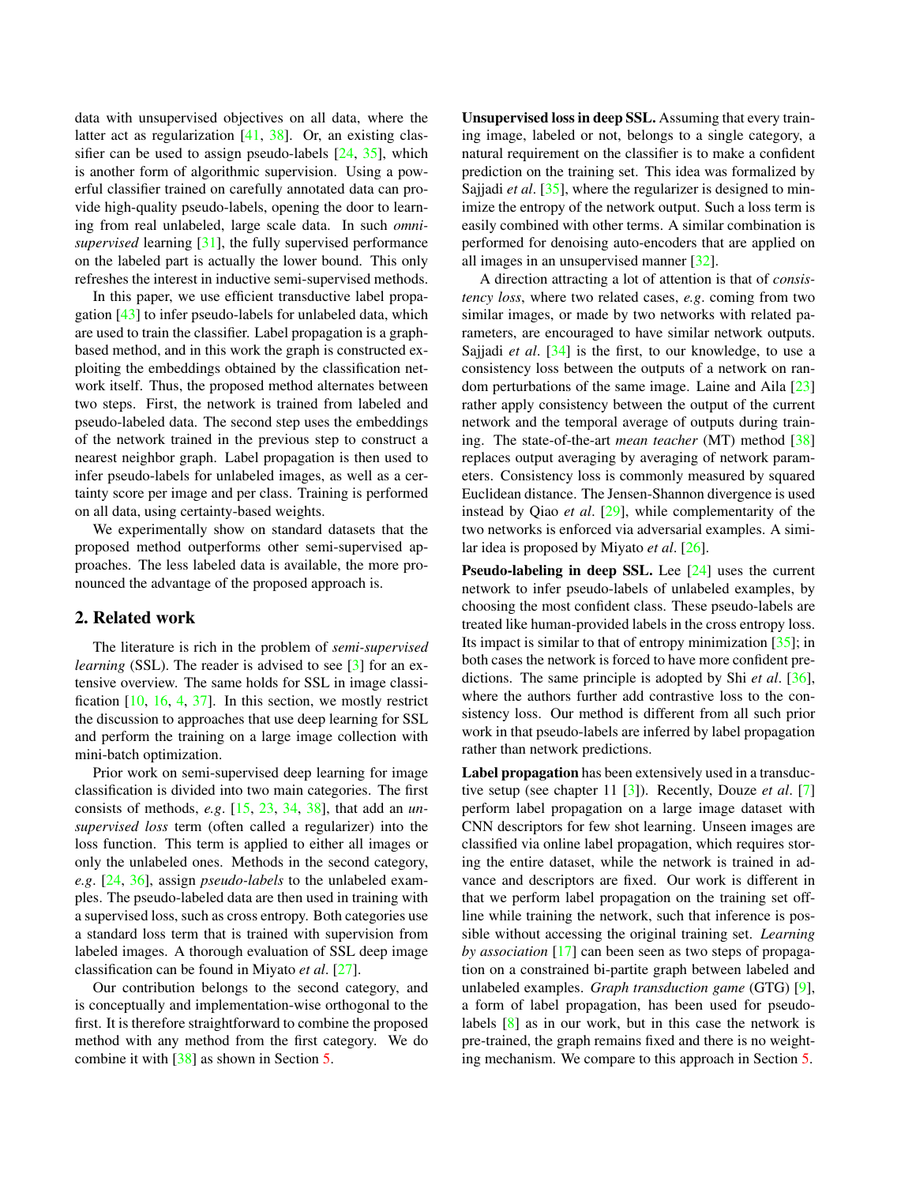data with unsupervised objectives on all data, where the latter act as regularization [41, 38]. Or, an existing classifier can be used to assign pseudo-labels [24, 35], which is another form of algorithmic supervision. Using a powerful classifier trained on carefully annotated data can provide high-quality pseudo-labels, opening the door to learning from real unlabeled, large scale data. In such *omni-supervised* learning [31], the fully supervised performance on the labeled part is actually the lower bound. This only refreshes the interest in inductive semi-supervised methods.

In this paper, we use efficient transductive label propagation [43] to infer pseudo-labels for unlabeled data, which are used to train the classifier. Label propagation is a graph-based method, and in this work the graph is constructed exploiting the embeddings obtained by the classification network itself. Thus, the proposed method alternates between two steps. First, the network is trained from labeled and pseudo-labeled data. The second step uses the embeddings of the network trained in the previous step to construct a nearest neighbor graph. Label propagation is then used to infer pseudo-labels for unlabeled images, as well as a certainty score per image and per class. Training is performed on all data, using certainty-based weights.

We experimentally show on standard datasets that the proposed method outperforms other semi-supervised approaches. The less labeled data is available, the more pronounced the advantage of the proposed approach is.

## 2. Related work

The literature is rich in the problem of *semi-supervised learning* (SSL). The reader is advised to see [3] for an extensive overview. The same holds for SSL in image classification [10, 16, 4, 37]. In this section, we mostly restrict the discussion to approaches that use deep learning for SSL and perform the training on a large image collection with mini-batch optimization.

Prior work on semi-supervised deep learning for image classification is divided into two main categories. The first consists of methods, *e.g*. [15, 23, 34, 38], that add an *unsupervised loss* term (often called a regularizer) into the loss function. This term is applied to either all images or only the unlabeled ones. Methods in the second category, *e.g*. [24, 36], assign *pseudo-labels* to the unlabeled examples. The pseudo-labeled data are then used in training with a supervised loss, such as cross entropy. Both categories use a standard loss term that is trained with supervision from labeled images. A thorough evaluation of SSL deep image classification can be found in Miyato *et al*. [27].

Our contribution belongs to the second category, and is conceptually and implementation-wise orthogonal to the first. It is therefore straightforward to combine the proposed method with any method from the first category. We do combine it with [38] as shown in Section 5.

**Unsupervised loss in deep SSL.** Assuming that every training image, labeled or not, belongs to a single category, a natural requirement on the classifier is to make a confident prediction on the training set. This idea was formalized by Sajjadi *et al*. [35], where the regularizer is designed to minimize the entropy of the network output. Such a loss term is easily combined with other terms. A similar combination is performed for denoising auto-encoders that are applied on all images in an unsupervised manner [32].

A direction attracting a lot of attention is that of *consistency loss*, where two related cases, *e.g*. coming from two similar images, or made by two networks with related parameters, are encouraged to have similar network outputs. Sajjadi *et al*. [34] is the first, to our knowledge, to use a consistency loss between the outputs of a network on random perturbations of the same image. Laine and Aila [23] rather apply consistency between the output of the current network and the temporal average of outputs during training. The state-of-the-art *mean teacher* (MT) method [38] replaces output averaging by averaging of network parameters. Consistency loss is commonly measured by squared Euclidean distance. The Jensen-Shannon divergence is used instead by Qiao *et al*. [29], while complementarity of the two networks is enforced via adversarial examples. A similar idea is proposed by Miyato *et al*. [26].

**Pseudo-labeling in deep SSL.** Lee [24] uses the current network to infer pseudo-labels of unlabeled examples, by choosing the most confident class. These pseudo-labels are treated like human-provided labels in the cross entropy loss. Its impact is similar to that of entropy minimization [35]; in both cases the network is forced to have more confident predictions. The same principle is adopted by Shi *et al*. [36], where the authors further add contrastive loss to the consistency loss. Our method is different from all such prior work in that pseudo-labels are inferred by label propagation rather than network predictions.

**Label propagation** has been extensively used in a transductive setup (see chapter 11 [3]). Recently, Douze *et al*. [7] perform label propagation on a large image dataset with CNN descriptors for few shot learning. Unseen images are classified via online label propagation, which requires storing the entire dataset, while the network is trained in advance and descriptors are fixed. Our work is different in that we perform label propagation on the training set offline while training the network, such that inference is possible without accessing the original training set. *Learning by association* [17] can been seen as two steps of propagation on a constrained bi-partite graph between labeled and unlabeled examples. *Graph transduction game* (GTG) [9], a form of label propagation, has been used for pseudo-labels [8] as in our work, but in this case the network is pre-trained, the graph remains fixed and there is no weighting mechanism. We compare to this approach in Section 5.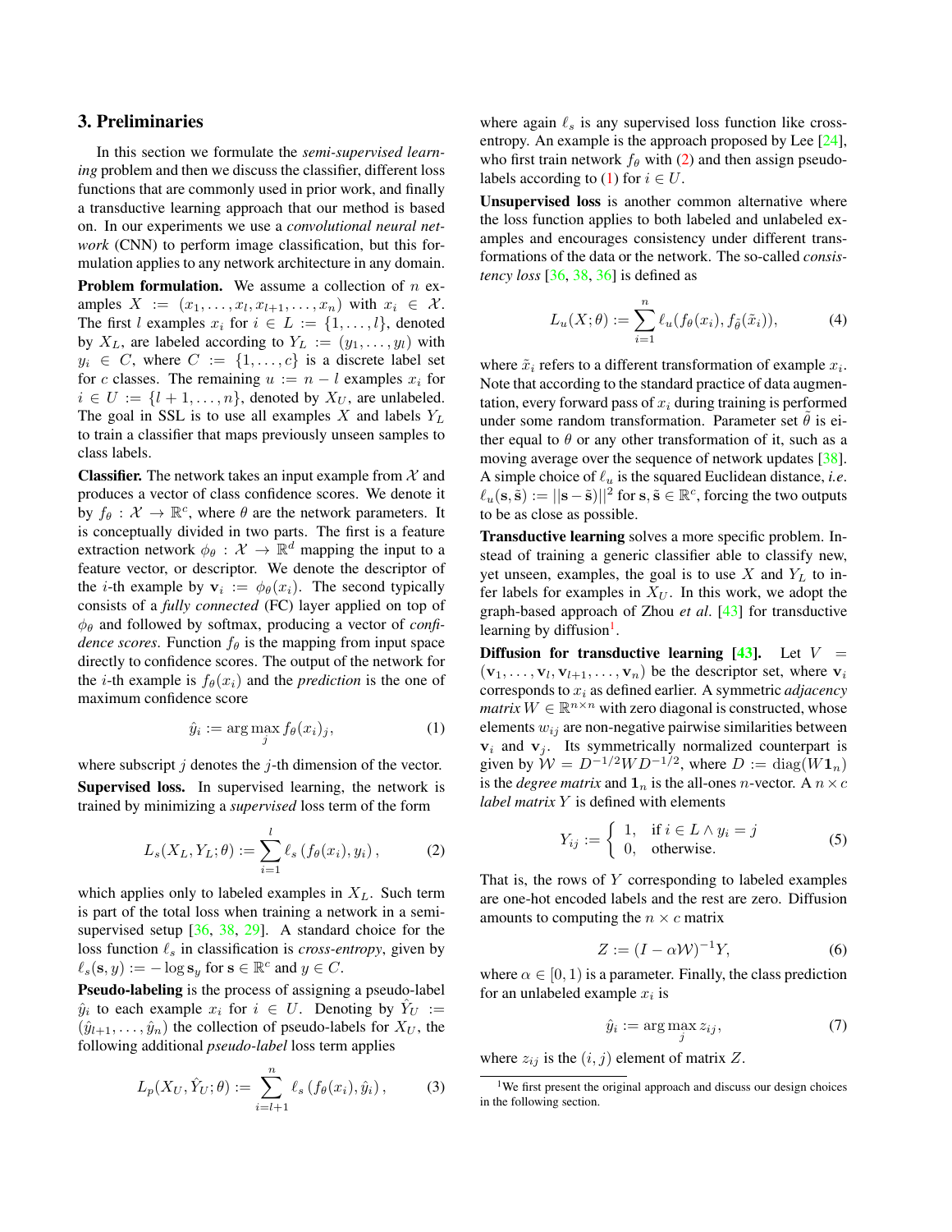## 3. Preliminaries

In this section we formulate the *semi-supervised learning* problem and then we discuss the classifier, different loss functions that are commonly used in prior work, and finally a transductive learning approach that our method is based on. In our experiments we use a *convolutional neural network* (CNN) to perform image classification, but this formulation applies to any network architecture in any domain.

**Problem formulation.** We assume a collection of $n$ examples $X := (x_1, \ldots, x_l, x_{l+1}, \ldots, x_n)$ with $x_i \in \mathcal{X}$. The first $l$ examples $x_i$ for $i \in L := \{1, \ldots, l\}$, denoted by $X_L$, are labeled according to $Y_L := (y_1, \ldots, y_l)$ with $y_i \in C$, where $C := \{1, \ldots, c\}$ is a discrete label set for $c$ classes. The remaining $u := n - l$ examples $x_i$ for $i \in U := \{l+1, \ldots, n\}$, denoted by $X_U$, are unlabeled. The goal in SSL is to use all examples $X$ and labels $Y_L$ to train a classifier that maps previously unseen samples to class labels.

**Classifier.** The network takes an input example from $\mathcal{X}$ and produces a vector of class confidence scores. We denote it by $f_\theta : \mathcal{X} \to \mathbb{R}^c$, where $\theta$ are the network parameters. It is conceptually divided in two parts. The first is a feature extraction network $\phi_\theta : \mathcal{X} \to \mathbb{R}^d$ mapping the input to a feature vector, or descriptor. We denote the descriptor of the $i$-th example by $\mathbf{v}_i := \phi_\theta(x_i)$. The second typically consists of a *fully connected* (FC) layer applied on top of $\phi_\theta$ and followed by softmax, producing a vector of *confidence scores*. Function $f_\theta$ is the mapping from input space directly to confidence scores. The output of the network for the $i$-th example is $f_\theta(x_i)$ and the *prediction* is the one of maximum confidence score

$$\hat{y}_i := \arg\max_j f_\theta(x_i)_j, \tag{1}$$

where subscript $j$ denotes the $j$-th dimension of the vector.

**Supervised loss.** In supervised learning, the network is trained by minimizing a *supervised* loss term of the form

$$L_s(X_L, Y_L; \theta) := \sum_{i=1}^{l} \ell_s\left(f_\theta(x_i), y_i\right), \tag{2}$$

which applies only to labeled examples in $X_L$. Such term is part of the total loss when training a network in a semi-supervised setup [36, 38, 29]. A standard choice for the loss function $\ell_s$ in classification is *cross-entropy*, given by $\ell_s(\mathbf{s}, y) := -\log \mathbf{s}_y$ for $\mathbf{s} \in \mathbb{R}^c$ and $y \in C$.

**Pseudo-labeling** is the process of assigning a pseudo-label $\hat{y}_i$ to each example $x_i$ for $i \in U$. Denoting by $\hat{Y}_U := (\hat{y}_{l+1}, \ldots, \hat{y}_n)$ the collection of pseudo-labels for $X_U$, the following additional *pseudo-label* loss term applies

$$L_p(X_U, \hat{Y}_U; \theta) := \sum_{i=l+1}^{n} \ell_s\left(f_\theta(x_i), \hat{y}_i\right), \tag{3}$$

where again $\ell_s$ is any supervised loss function like cross-entropy. An example is the approach proposed by Lee [24], who first train network $f_\theta$ with (2) and then assign pseudo-labels according to (1) for $i \in U$.

**Unsupervised loss** is another common alternative where the loss function applies to both labeled and unlabeled examples and encourages consistency under different transformations of the data or the network. The so-called *consistency loss* [36, 38, 36] is defined as

$$L_u(X; \theta) := \sum_{i=1}^{n} \ell_u(f_\theta(x_i), f_{\tilde{\theta}}(\tilde{x}_i)), \tag{4}$$

where $\tilde{x}_i$ refers to a different transformation of example $x_i$. Note that according to the standard practice of data augmentation, every forward pass of $x_i$ during training is performed under some random transformation. Parameter set $\tilde{\theta}$ is either equal to $\theta$ or any other transformation of it, such as a moving average over the sequence of network updates [38]. A simple choice of $\ell_u$ is the squared Euclidean distance, *i.e.* $\ell_u(\mathbf{s}, \tilde{\mathbf{s}}) := ||\mathbf{s} - \tilde{\mathbf{s}}||^2$ for $\mathbf{s}, \tilde{\mathbf{s}} \in \mathbb{R}^c$, forcing the two outputs to be as close as possible.

**Transductive learning** solves a more specific problem. Instead of training a generic classifier able to classify new, yet unseen, examples, the goal is to use $X$ and $Y_L$ to infer labels for examples in $X_U$. In this work, we adopt the graph-based approach of Zhou *et al*. [43] for transductive learning by diffusion[1].

**Diffusion for transductive learning [43].** Let $V = (\mathbf{v}_1, \ldots, \mathbf{v}_l, \mathbf{v}_{l+1}, \ldots, \mathbf{v}_n)$ be the descriptor set, where $\mathbf{v}_i$ corresponds to $x_i$ as defined earlier. A symmetric *adjacency matrix* $W \in \mathbb{R}^{n \times n}$ with zero diagonal is constructed, whose elements $w_{ij}$ are non-negative pairwise similarities between $\mathbf{v}_i$ and $\mathbf{v}_j$. Its symmetrically normalized counterpart is given by $\mathcal{W} = D^{-1/2} W D^{-1/2}$, where $D := \operatorname{diag}(W \mathbf{1}_n)$ is the *degree matrix* and $\mathbf{1}_n$ is the all-ones $n$-vector. A $n \times c$ *label matrix* $Y$ is defined with elements

$$Y_{ij} := \begin{cases} 1, & \text{if } i \in L \wedge y_i = j \\ 0, & \text{otherwise.} \end{cases} \tag{5}$$

That is, the rows of $Y$ corresponding to labeled examples are one-hot encoded labels and the rest are zero. Diffusion amounts to computing the $n \times c$ matrix

$$Z := (I - \alpha \mathcal{W})^{-1} Y, \tag{6}$$

where $\alpha \in [0, 1)$ is a parameter. Finally, the class prediction for an unlabeled example $x_i$ is

$$\hat{y}_i := \arg\max_j z_{ij}, \tag{7}$$

where $z_{ij}$ is the $(i, j)$ element of matrix $Z$.

[1] We first present the original approach and discuss our design choices in the following section.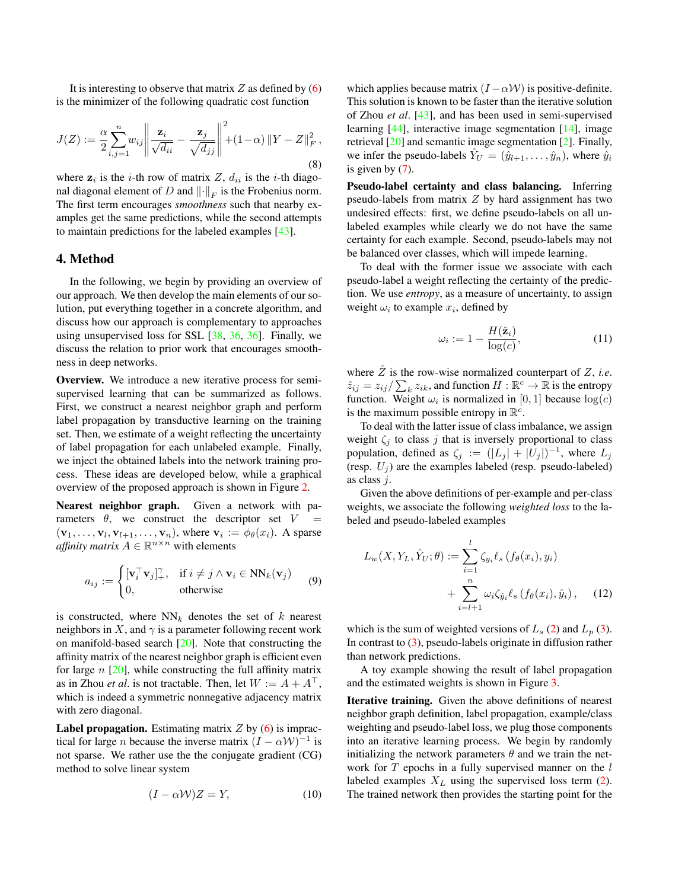It is interesting to observe that matrix $Z$ as defined by (6) is the minimizer of the following quadratic cost function

$$J(Z) := \frac{\alpha}{2}\sum_{i,j=1}^{n} w_{ij}\left\|\frac{\mathbf{z}_i}{\sqrt{d_{ii}}} - \frac{\mathbf{z}_j}{\sqrt{d_{jj}}}\right\|^2 + (1-\alpha)\left\|Y - Z\right\|_F^2, \tag{8}$$

where $\mathbf{z}_i$ is the $i$-th row of matrix $Z$, $d_{ii}$ is the $i$-th diagonal diagonal element of $D$ and $\|\cdot\|_F$ is the Frobenius norm. The first term encourages *smoothness* such that nearby examples get the same predictions, while the second attempts to maintain predictions for the labeled examples [43].

## 4. Method

In the following, we begin by providing an overview of our approach. We then develop the main elements of our solution, put everything together in a concrete algorithm, and discuss how our approach is complementary to approaches using unsupervised loss for SSL [38, 36, 36]. Finally, we discuss the relation to prior work that encourages smoothness in deep networks.

**Overview.** We introduce a new iterative process for semi-supervised learning that can be summarized as follows. First, we construct a nearest neighbor graph and perform label propagation by transductive learning on the training set. Then, we estimate of a weight reflecting the uncertainty of label propagation for each unlabeled example. Finally, we inject the obtained labels into the network training process. These ideas are developed below, while a graphical overview of the proposed approach is shown in Figure 2.

**Nearest neighbor graph.** Given a network with parameters $\theta$, we construct the descriptor set $V = (\mathbf{v}_1, \ldots, \mathbf{v}_l, \mathbf{v}_{l+1}, \ldots, \mathbf{v}_n)$, where $\mathbf{v}_i := \phi_\theta(x_i)$. A sparse *affinity matrix* $A \in \mathbb{R}^{n\times n}$ with elements

$$a_{ij} := \begin{cases} [\mathbf{v}_i^\top \mathbf{v}_j]_+^\gamma, & \text{if } i \neq j \wedge \mathbf{v}_i \in \text{NN}_k(\mathbf{v}_j) \\ 0, & \text{otherwise} \end{cases} \tag{9}$$

is constructed, where $\text{NN}_k$ denotes the set of $k$ nearest neighbors in $X$, and $\gamma$ is a parameter following recent work on manifold-based search [20]. Note that constructing the affinity matrix of the nearest neighbor graph is efficient even for large $n$ [20], while constructing the full affinity matrix as in Zhou *et al*. is not tractable. Then, let $W := A + A^\top$, which is indeed a symmetric nonnegative adjacency matrix with zero diagonal.

**Label propagation.** Estimating matrix $Z$ by (6) is impractical for large $n$ because the inverse matrix $(I - \alpha\mathcal{W})^{-1}$ is not sparse. We rather use the the conjugate gradient (CG) method to solve linear system

$$(I - \alpha\mathcal{W})Z = Y, \tag{10}$$

which applies because matrix $(I - \alpha\mathcal{W})$ is positive-definite. This solution is known to be faster than the iterative solution of Zhou *et al*. [43], and has been used in semi-supervised learning [44], interactive image segmentation [14], image retrieval [20] and semantic image segmentation [2]. Finally, we infer the pseudo-labels $\hat{Y}_U = (\hat{y}_{l+1}, \ldots, \hat{y}_n)$, where $\hat{y}_i$ is given by (7).

**Pseudo-label certainty and class balancing.** Inferring pseudo-labels from matrix $Z$ by hard assignment has two undesired effects: first, we define pseudo-labels on all unlabeled examples while clearly we do not have the same certainty for each example. Second, pseudo-labels may not be balanced over classes, which will impede learning.

To deal with the former issue we associate with each pseudo-label a weight reflecting the certainty of the prediction. We use *entropy*, as a measure of uncertainty, to assign weight $\omega_i$ to example $x_i$, defined by

$$\omega_i := 1 - \frac{H(\hat{\mathbf{z}}_i)}{\log(c)}, \tag{11}$$

where $\hat{Z}$ is the row-wise normalized counterpart of $Z$, *i.e.* $\hat{z}_{ij} = z_{ij}/\sum_k z_{ik}$, and function $H : \mathbb{R}^c \to \mathbb{R}$ is the entropy function. Weight $\omega_i$ is normalized in $[0, 1]$ because $\log(c)$ is the maximum possible entropy in $\mathbb{R}^c$.

To deal with the latter issue of class imbalance, we assign weight $\zeta_j$ to class $j$ that is inversely proportional to class population, defined as $\zeta_j := (|L_j| + |U_j|)^{-1}$, where $L_j$ (resp. $U_j$) are the examples labeled (resp. pseudo-labeled) as class $j$.

Given the above definitions of per-example and per-class weights, we associate the following *weighted loss* to the labeled and pseudo-labeled examples

$$\begin{aligned} L_w(X, Y_L, \hat{Y}_U; \theta) := &\sum_{i=1}^{l} \zeta_{y_i} \ell_s\left(f_\theta(x_i), y_i\right) \\ &+ \sum_{i=l+1}^{n} \omega_i \zeta_{\hat{y}_i} \ell_s\left(f_\theta(x_i), \hat{y}_i\right), \end{aligned} \tag{12}$$

which is the sum of weighted versions of $L_s$ (2) and $L_p$ (3). In contrast to (3), pseudo-labels originate in diffusion rather than network predictions.

A toy example showing the result of label propagation and the estimated weights is shown in Figure 3.

**Iterative training.** Given the above definitions of nearest neighbor graph definition, label propagation, example/class weighting and pseudo-label loss, we plug those components into an iterative learning process. We begin by randomly initializing the network parameters $\theta$ and we train the network for $T$ epochs in a fully supervised manner on the $l$ labeled examples $X_L$ using the supervised loss term (2). The trained network then provides the starting point for the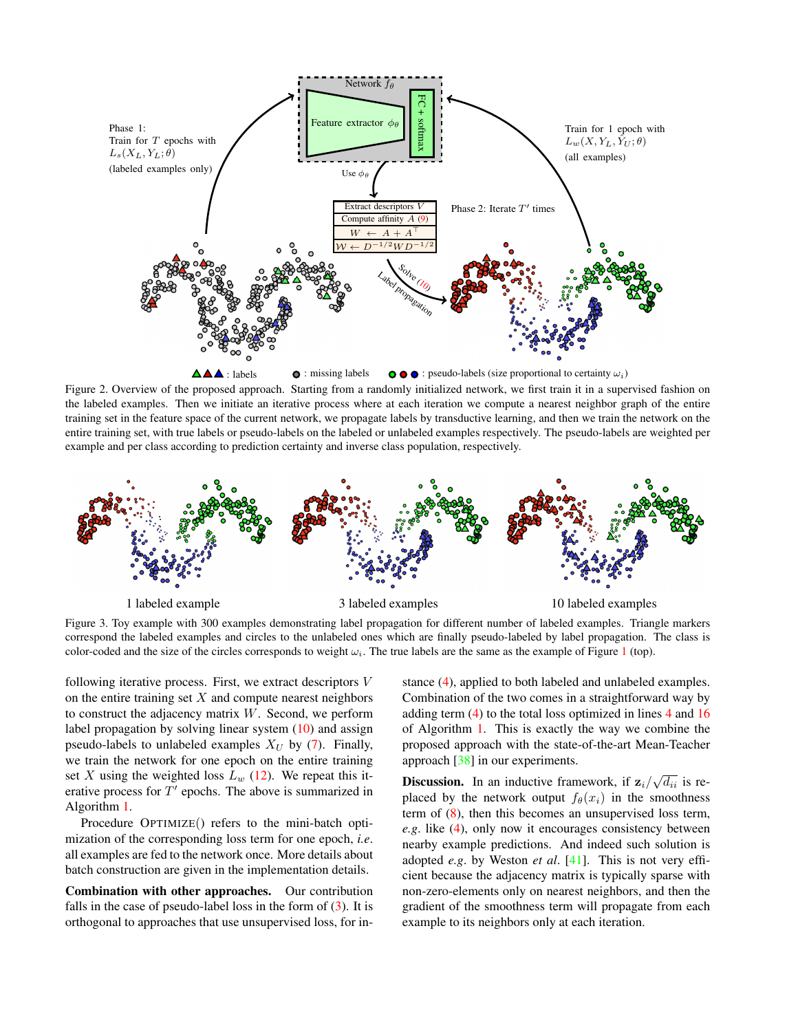Figure 2. Overview of the proposed approach. Starting from a randomly initialized network, we first train it in a supervised fashion on the labeled examples. Then we initiate an iterative process where at each iteration we compute a nearest neighbor graph of the entire training set in the feature space of the current network, we propagate labels by transductive learning, and then we train the network on the entire training set, with true labels or pseudo-labels on the labeled or unlabeled examples respectively. The pseudo-labels are weighted per example and per class according to prediction certainty and inverse class population, respectively.

Figure 3. Toy example with 300 examples demonstrating label propagation for different number of labeled examples. Triangle markers correspond the labeled examples and circles to the unlabeled ones which are finally pseudo-labeled by label propagation. The class is color-coded and the size of the circles corresponds to weight $\omega_i$. The true labels are the same as the example of Figure 1 (top).

following iterative process. First, we extract descriptors $V$ on the entire training set $X$ and compute nearest neighbors to construct the adjacency matrix $W$. Second, we perform label propagation by solving linear system (10) and assign pseudo-labels to unlabeled examples $X_U$ by (7). Finally, we train the network for one epoch on the entire training set $X$ using the weighted loss $L_w$ (12). We repeat this iterative process for $T'$ epochs. The above is summarized in Algorithm 1.

Procedure OPTIMIZE() refers to the mini-batch optimization of the corresponding loss term for one epoch, *i.e.* all examples are fed to the network once. More details about batch construction are given in the implementation details.

**Combination with other approaches.** Our contribution falls in the case of pseudo-label loss in the form of (3). It is orthogonal to approaches that use unsupervised loss, for instance (4), applied to both labeled and unlabeled examples. Combination of the two comes in a straightforward way by adding term (4) to the total loss optimized in lines 4 and 16 of Algorithm 1. This is exactly the way we combine the proposed approach with the state-of-the-art Mean-Teacher approach [38] in our experiments.

**Discussion.** In an inductive framework, if $\mathbf{z}_i/\sqrt{d_{ii}}$ is replaced by the network output $f_\theta(x_i)$ in the smoothness term of (8), then this becomes an unsupervised loss term, *e.g.* like (4), only now it encourages consistency between nearby example predictions. And indeed such solution is adopted *e.g.* by Weston *et al.* [41]. This is not very efficient because the adjacency matrix is typically sparse with non-zero-elements only on nearest neighbors, and then the gradient of the smoothness term will propagate from each example to its neighbors only at each iteration.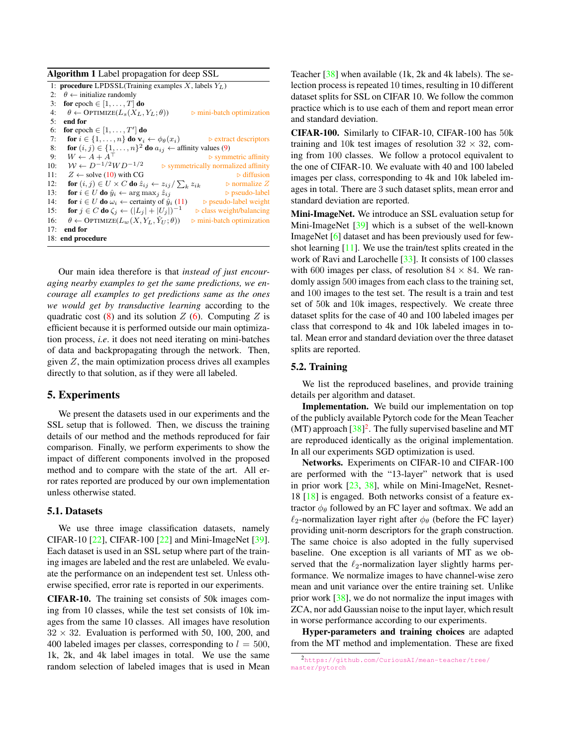**Algorithm 1** Label propagation for deep SSL

```
1:  procedure LPDSSL(Training examples X, labels Y_L)
2:    θ ← initialize randomly
3:    for epoch ∈ [1, . . . , T] do
4:      θ ← OPTIMIZE(L_s(X_L, Y_L; θ))                ▷ mini-batch optimization
5:    end for
6:    for epoch ∈ [1, . . . , T′] do
7:      for i ∈ {1, . . . , n} do v_i ← φ_θ(x_i)       ▷ extract descriptors
8:      for (i, j) ∈ {1, . . . , n}^2 do a_ij ← affinity values (9)
9:      W ← A + A^⊤                                   ▷ symmetric affinity
10:     𝒲 ← D^{-1/2} W D^{-1/2}                       ▷ symmetrically normalized affinity
11:     Z ← solve (10) with CG                        ▷ diffusion
12:     for (i, j) ∈ U × C do ẑ_ij ← z_ij / Σ_k z_ik  ▷ normalize Z
13:     for i ∈ U do ŷ_i ← arg max_j ẑ_ij             ▷ pseudo-label
14:     for i ∈ U do ω_i ← certainty of ŷ_i (11)      ▷ pseudo-label weight
15:     for j ∈ C do ζ_j ← (|L_j| + |U_j|)^{-1}       ▷ class weight/balancing
16:     θ ← OPTIMIZE(L_w(X, Y_L, Ŷ_U; θ))             ▷ mini-batch optimization
17:   end for
18: end procedure
```

Our main idea therefore is that *instead of just encouraging nearby examples to get the same predictions, we encourage all examples to get predictions same as the ones we would get by transductive learning* according to the quadratic cost (8) and its solution $Z$ (6). Computing $Z$ is efficient because it is performed outside our main optimization process, *i.e.* it does not need iterating on mini-batches of data and backpropagating through the network. Then, given $Z$, the main optimization process drives all examples directly to that solution, as if they were all labeled.

## 5. Experiments

We present the datasets used in our experiments and the SSL setup that is followed. Then, we discuss the training details of our method and the methods reproduced for fair comparison. Finally, we perform experiments to show the impact of different components involved in the proposed method and to compare with the state of the art. All error rates reported are produced by our own implementation unless otherwise stated.

### 5.1. Datasets

We use three image classification datasets, namely CIFAR-10 [22], CIFAR-100 [22] and Mini-ImageNet [39]. Each dataset is used in an SSL setup where part of the training images are labeled and the rest are unlabeled. We evaluate the performance on an independent test set. Unless otherwise specified, error rate is reported in our experiments.

**CIFAR-10.** The training set consists of 50k images coming from 10 classes, while the test set consists of 10k images from the same 10 classes. All images have resolution $32 \times 32$. Evaluation is performed with 50, 100, 200, and 400 labeled images per classes, corresponding to $l = 500$, 1k, 2k, and 4k label images in total. We use the same random selection of labeled images that is used in Mean Teacher [38] when available (1k, 2k and 4k labels). The selection process is repeated 10 times, resulting in 10 different dataset splits for SSL on CIFAR 10. We follow the common practice which is to use each of them and report mean error and standard deviation.

**CIFAR-100.** Similarly to CIFAR-10, CIFAR-100 has 50k training and 10k test images of resolution $32 \times 32$, coming from 100 classes. We follow a protocol equivalent to the one of CIFAR-10. We evaluate with 40 and 100 labeled images per class, corresponding to 4k and 10k labeled images in total. There are 3 such dataset splits, mean error and standard deviation are reported.

**Mini-ImageNet.** We introduce an SSL evaluation setup for Mini-ImageNet [39] which is a subset of the well-known ImageNet [6] dataset and has been previously used for few-shot learning [11]. We use the train/test splits created in the work of Ravi and Larochelle [33]. It consists of 100 classes with 600 images per class, of resolution $84 \times 84$. We randomly assign 500 images from each class to the training set, and 100 images to the test set. The result is a train and test set of 50k and 10k images, respectively. We create three dataset splits for the case of 40 and 100 labeled images per class that correspond to 4k and 10k labeled images in total. Mean error and standard deviation over the three dataset splits are reported.

### 5.2. Training

We list the reproduced baselines, and provide training details per algorithm and dataset.

**Implementation.** We build our implementation on top of the publicly available Pytorch code for the Mean Teacher (MT) approach [38][2]. The fully supervised baseline and MT are reproduced identically as the original implementation. In all our experiments SGD optimization is used.

**Networks.** Experiments on CIFAR-10 and CIFAR-100 are performed with the "13-layer" network that is used in prior work [23, 38], while on Mini-ImageNet, Resnet-18 [18] is engaged. Both networks consist of a feature extractor $\phi_\theta$ followed by an FC layer and softmax. We add an $\ell_2$-normalization layer right after $\phi_\theta$ (before the FC layer) providing unit-norm descriptors for the graph construction. The same choice is also adopted in the fully supervised baseline. One exception is all variants of MT as we observed that the $\ell_2$-normalization layer slightly harms performance. We normalize images to have channel-wise zero mean and unit variance over the entire training set. Unlike prior work [38], we do not normalize the input images with ZCA, nor add Gaussian noise to the input layer, which result in worse performance according to our experiments.

**Hyper-parameters and training choices** are adapted from the MT method and implementation. These are fixed

[2] https://github.com/CuriousAI/mean-teacher/tree/master/pytorch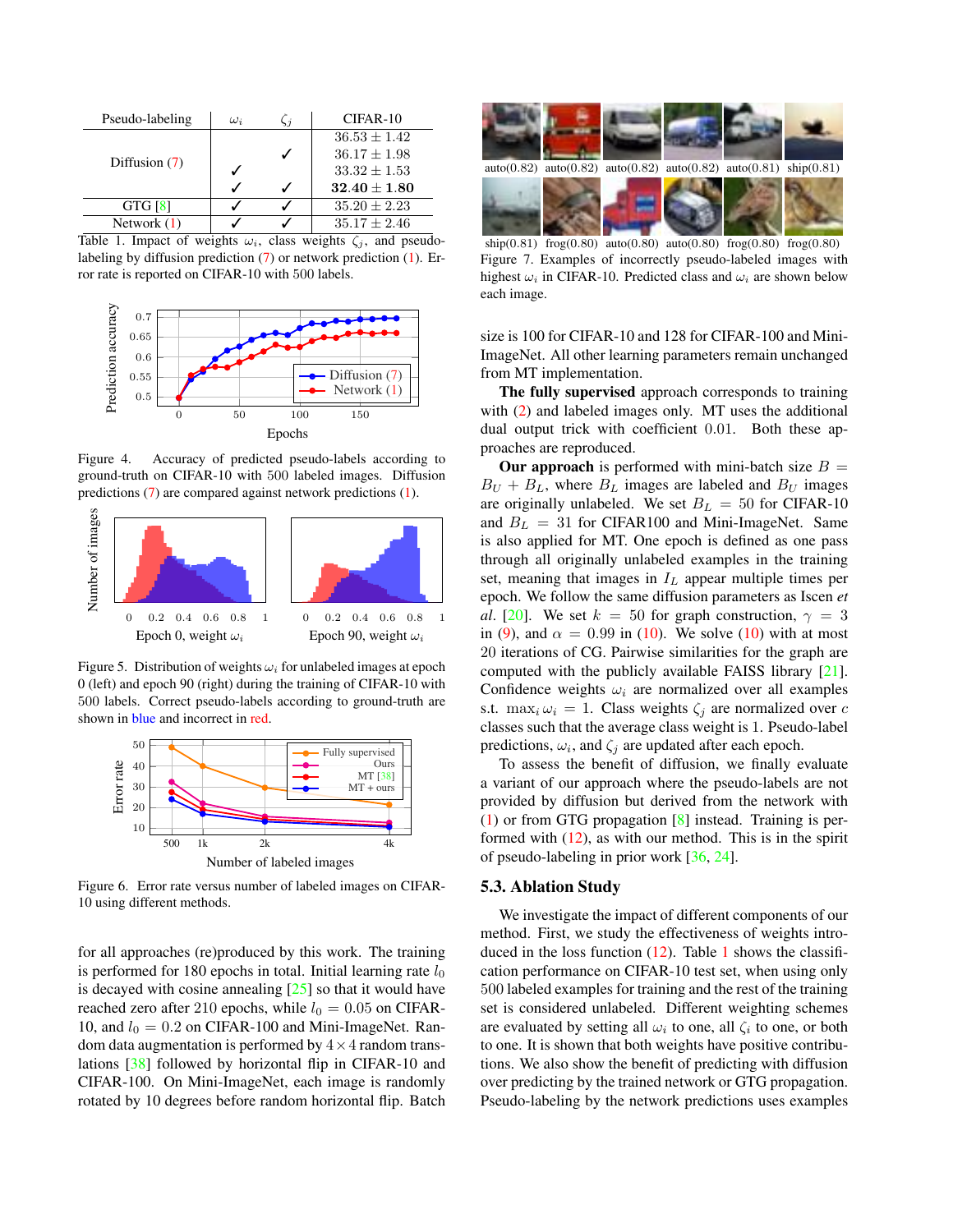| Pseudo-labeling | $\omega_i$ | $\zeta_j$ | CIFAR-10 |
|---|---|---|---|
| Diffusion (7) | | | $36.53 \pm 1.42$ |
| | | ✓ | $36.17 \pm 1.98$ |
| | ✓ | | $33.32 \pm 1.53$ |
| | ✓ | ✓ | $\mathbf{32.40 \pm 1.80}$ |
| GTG [8] | ✓ | ✓ | $35.20 \pm 2.23$ |
| Network (1) | ✓ | ✓ | $35.17 \pm 2.46$ |

Table 1. Impact of weights $\omega_i$, class weights $\zeta_j$, and pseudo-labeling by diffusion prediction (7) or network prediction (1). Error rate is reported on CIFAR-10 with 500 labels.

Figure 4. Accuracy of predicted pseudo-labels according to ground-truth on CIFAR-10 with 500 labeled images. Diffusion predictions (7) are compared against network predictions (1).

Figure 5. Distribution of weights $\omega_i$ for unlabeled images at epoch 0 (left) and epoch 90 (right) during the training of CIFAR-10 with 500 labels. Correct pseudo-labels according to ground-truth are shown in blue and incorrect in red.

Figure 6. Error rate versus number of labeled images on CIFAR-10 using different methods.

for all approaches (re)produced by this work. The training is performed for 180 epochs in total. Initial learning rate $l_0$ is decayed with cosine annealing [25] so that it would have reached zero after 210 epochs, while $l_0 = 0.05$ on CIFAR-10, and $l_0 = 0.2$ on CIFAR-100 and Mini-ImageNet. Random data augmentation is performed by $4 \times 4$ random translations [38] followed by horizontal flip in CIFAR-10 and CIFAR-100. On Mini-ImageNet, each image is randomly rotated by 10 degrees before random horizontal flip. Batch

Figure 7. Examples of incorrectly pseudo-labeled images with highest $\omega_i$ in CIFAR-10. Predicted class and $\omega_i$ are shown below each image.

size is 100 for CIFAR-10 and 128 for CIFAR-100 and Mini-ImageNet. All other learning parameters remain unchanged from MT implementation.

**The fully supervised** approach corresponds to training with (2) and labeled images only. MT uses the additional dual output trick with coefficient 0.01. Both these approaches are reproduced.

**Our approach** is performed with mini-batch size $B = B_U + B_L$, where $B_L$ images are labeled and $B_U$ images are originally unlabeled. We set $B_L = 50$ for CIFAR-10 and $B_L = 31$ for CIFAR100 and Mini-ImageNet. Same is also applied for MT. One epoch is defined as one pass through all originally unlabeled examples in the training set, meaning that images in $I_L$ appear multiple times per epoch. We follow the same diffusion parameters as Iscen *et al.* [20]. We set $k = 50$ for graph construction, $\gamma = 3$ in (9), and $\alpha = 0.99$ in (10). We solve (10) with at most 20 iterations of CG. Pairwise similarities for the graph are computed with the publicly available FAISS library [21]. Confidence weights $\omega_i$ are normalized over all examples s.t. $\max_i \omega_i = 1$. Class weights $\zeta_j$ are normalized over $c$ classes such that the average class weight is 1. Pseudo-label predictions, $\omega_i$, and $\zeta_j$ are updated after each epoch.

To assess the benefit of diffusion, we finally evaluate a variant of our approach where the pseudo-labels are not provided by diffusion but derived from the network with (1) or from GTG propagation [8] instead. Training is performed with (12), as with our method. This is in the spirit of pseudo-labeling in prior work [36, 24].

### 5.3. Ablation Study

We investigate the impact of different components of our method. First, we study the effectiveness of weights introduced in the loss function (12). Table 1 shows the classification performance on CIFAR-10 test set, when using only 500 labeled examples for training and the rest of the training set is considered unlabeled. Different weighting schemes are evaluated by setting all $\omega_i$ to one, all $\zeta_i$ to one, or both to one. It is shown that both weights have positive contributions. We also show the benefit of predicting with diffusion over predicting by the trained network or GTG propagation. Pseudo-labeling by the network predictions uses examples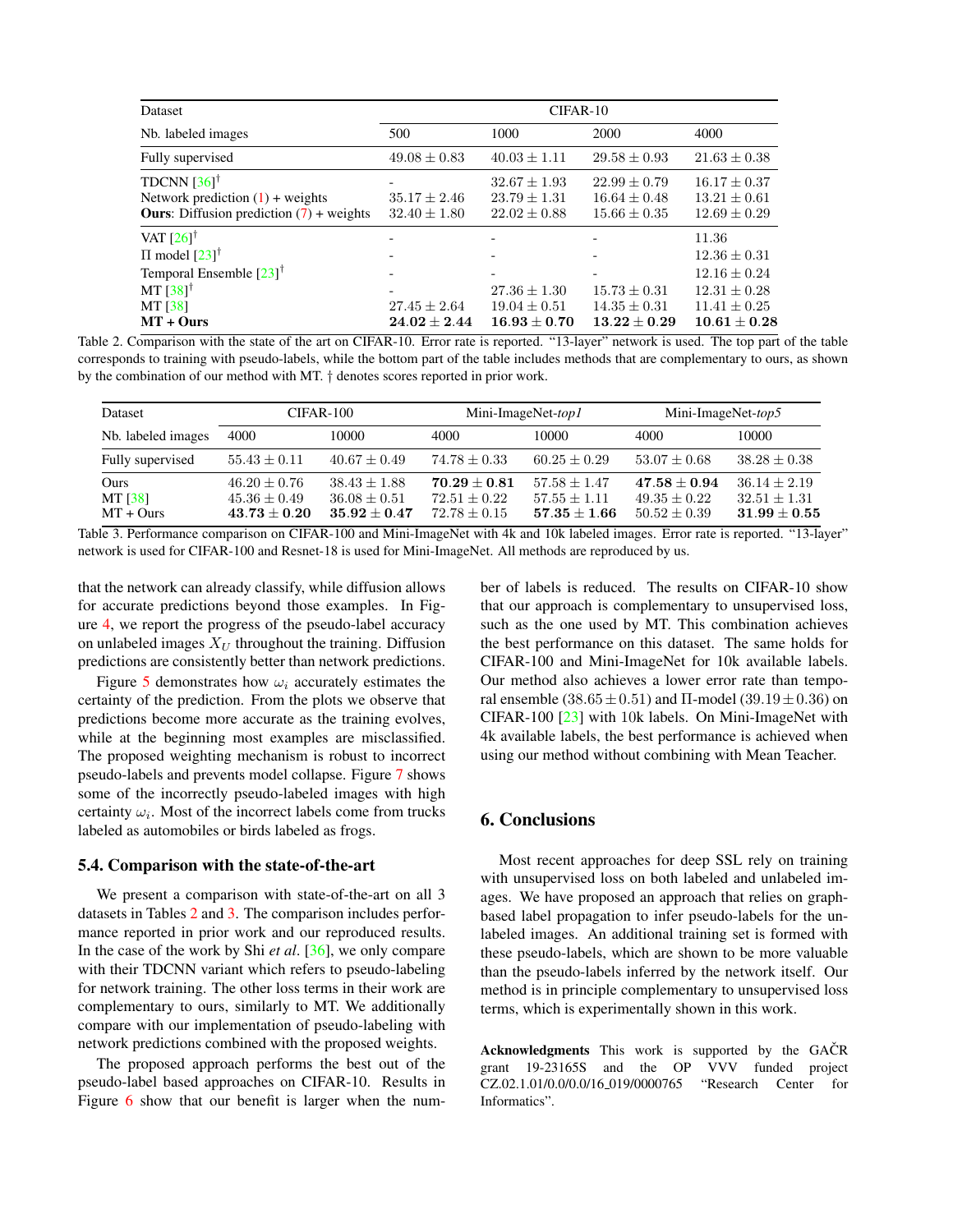| Dataset | CIFAR-10 | | | |
|---|---|---|---|---|
| Nb. labeled images | 500 | 1000 | 2000 | 4000 |
| Fully supervised | $49.08 \pm 0.83$ | $40.03 \pm 1.11$ | $29.58 \pm 0.93$ | $21.63 \pm 0.38$ |
| TDCNN [36]† | - | $32.67 \pm 1.93$ | $22.99 \pm 0.79$ | $16.17 \pm 0.37$ |
| Network prediction (1) + weights | $35.17 \pm 2.46$ | $23.79 \pm 1.31$ | $16.64 \pm 0.48$ | $13.21 \pm 0.61$ |
| **Ours**: Diffusion prediction (7) + weights | $32.40 \pm 1.80$ | $22.02 \pm 0.88$ | $15.66 \pm 0.35$ | $12.69 \pm 0.29$ |
| VAT [26]† | - | - | - | $11.36$ |
| Π model [23]† | - | - | - | $12.36 \pm 0.31$ |
| Temporal Ensemble [23]† | - | - | - | $12.16 \pm 0.24$ |
| MT [38]† | - | $27.36 \pm 1.30$ | $15.73 \pm 0.31$ | $12.31 \pm 0.28$ |
| MT [38] | $27.45 \pm 2.64$ | $19.04 \pm 0.51$ | $14.35 \pm 0.31$ | $11.41 \pm 0.25$ |
| **MT + Ours** | $\mathbf{24.02 \pm 2.44}$ | $\mathbf{16.93 \pm 0.70}$ | $\mathbf{13.22 \pm 0.29}$ | $\mathbf{10.61 \pm 0.28}$ |

Table 2. Comparison with the state of the art on CIFAR-10. Error rate is reported. "13-layer" network is used. The top part of the table corresponds to training with pseudo-labels, while the bottom part of the table includes methods that are complementary to ours, as shown by the combination of our method with MT. † denotes scores reported in prior work.

| Dataset | CIFAR-100 | | Mini-ImageNet-*top1* | | Mini-ImageNet-*top5* | |
|---|---|---|---|---|---|---|
| Nb. labeled images | 4000 | 10000 | 4000 | 10000 | 4000 | 10000 |
| Fully supervised | $55.43 \pm 0.11$ | $40.67 \pm 0.49$ | $74.78 \pm 0.33$ | $60.25 \pm 0.29$ | $53.07 \pm 0.68$ | $38.28 \pm 0.38$ |
| Ours | $46.20 \pm 0.76$ | $38.43 \pm 1.88$ | $\mathbf{70.29 \pm 0.81}$ | $57.58 \pm 1.47$ | $\mathbf{47.58 \pm 0.94}$ | $36.14 \pm 2.19$ |
| MT [38] | $45.36 \pm 0.49$ | $36.08 \pm 0.51$ | $72.51 \pm 0.22$ | $57.55 \pm 1.11$ | $49.35 \pm 0.22$ | $32.51 \pm 1.31$ |
| MT + Ours | $\mathbf{43.73 \pm 0.20}$ | $\mathbf{35.92 \pm 0.47}$ | $72.78 \pm 0.15$ | $\mathbf{57.35 \pm 1.66}$ | $50.52 \pm 0.39$ | $\mathbf{31.99 \pm 0.55}$ |

Table 3. Performance comparison on CIFAR-100 and Mini-ImageNet with 4k and 10k labeled images. Error rate is reported. "13-layer" network is used for CIFAR-100 and Resnet-18 is used for Mini-ImageNet. All methods are reproduced by us.

that the network can already classify, while diffusion allows for accurate predictions beyond those examples. In Figure 4, we report the progress of the pseudo-label accuracy on unlabeled images $X_U$ throughout the training. Diffusion predictions are consistently better than network predictions.

Figure 5 demonstrates how $\omega_i$ accurately estimates the certainty of the prediction. From the plots we observe that predictions become more accurate as the training evolves, while at the beginning most examples are misclassified. The proposed weighting mechanism is robust to incorrect pseudo-labels and prevents model collapse. Figure 7 shows some of the incorrectly pseudo-labeled images with high certainty $\omega_i$. Most of the incorrect labels come from trucks labeled as automobiles or birds labeled as frogs.

### 5.4. Comparison with the state-of-the-art

We present a comparison with state-of-the-art on all 3 datasets in Tables 2 and 3. The comparison includes performance reported in prior work and our reproduced results. In the case of the work by Shi *et al*. [36], we only compare with their TDCNN variant which refers to pseudo-labeling for network training. The other loss terms in their work are complementary to ours, similarly to MT. We additionally compare with our implementation of pseudo-labeling with network predictions combined with the proposed weights.

The proposed approach performs the best out of the pseudo-label based approaches on CIFAR-10. Results in Figure 6 show that our benefit is larger when the number of labels is reduced. The results on CIFAR-10 show that our approach is complementary to unsupervised loss, such as the one used by MT. This combination achieves the best performance on this dataset. The same holds for CIFAR-100 and Mini-ImageNet for 10k available labels. Our method also achieves a lower error rate than temporal ensemble ($38.65 \pm 0.51$) and Π-model ($39.19 \pm 0.36$) on CIFAR-100 [23] with 10k labels. On Mini-ImageNet with 4k available labels, the best performance is achieved when using our method without combining with Mean Teacher.

## 6. Conclusions

Most recent approaches for deep SSL rely on training with unsupervised loss on both labeled and unlabeled images. We have proposed an approach that relies on graph-based label propagation to infer pseudo-labels for the unlabeled images. An additional training set is formed with these pseudo-labels, which are shown to be more valuable than the pseudo-labels inferred by the network itself. Our method is in principle complementary to unsupervised loss terms, which is experimentally shown in this work.

**Acknowledgments** This work is supported by the GAČR grant 19-23165S and the OP VVV funded project CZ.02.1.01/0.0/0.0/16_019/0000765 "Research Center for Informatics".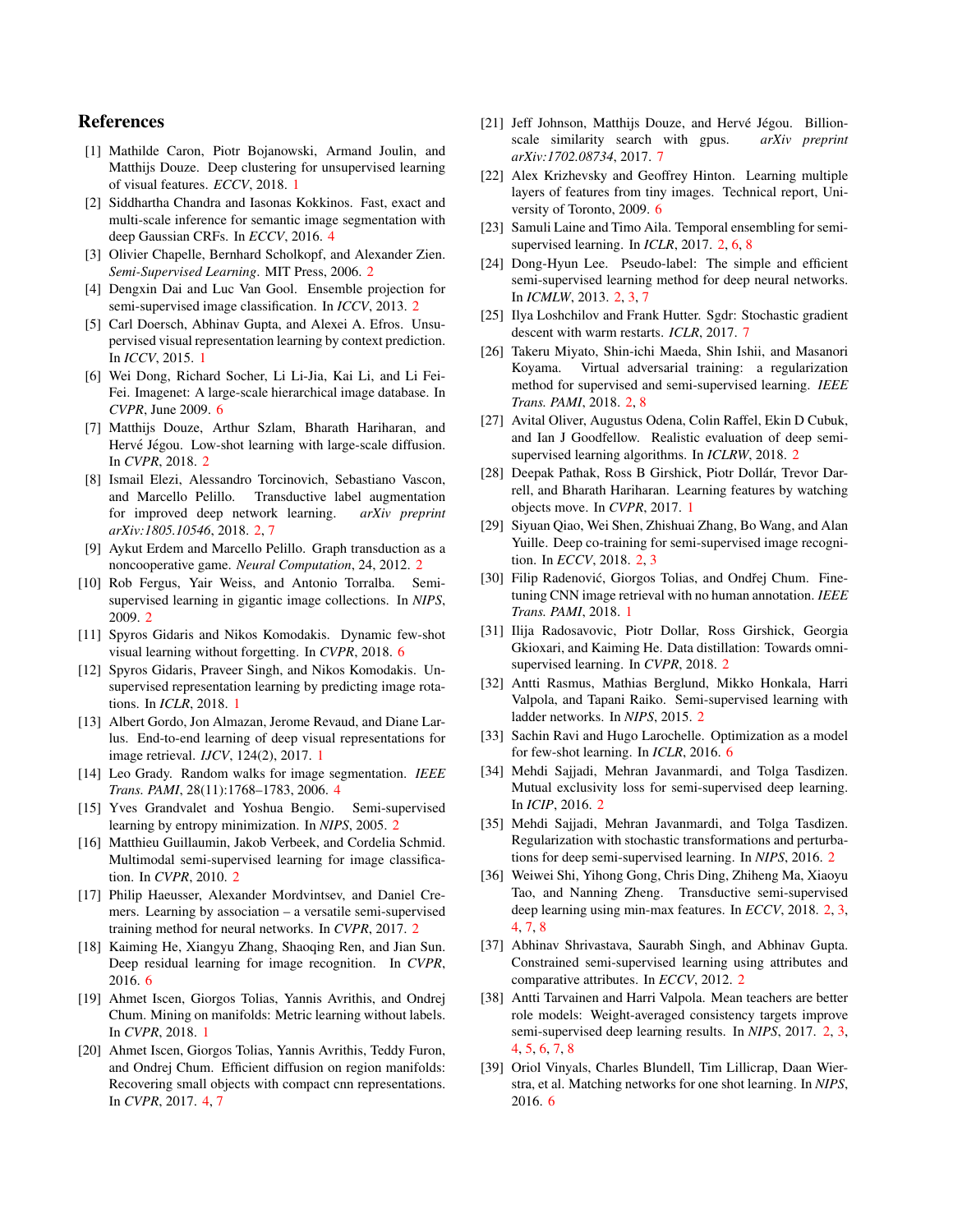## References

[1] Mathilde Caron, Piotr Bojanowski, Armand Joulin, and Matthijs Douze. Deep clustering for unsupervised learning of visual features. *ECCV*, 2018. 1

[2] Siddhartha Chandra and Iasonas Kokkinos. Fast, exact and multi-scale inference for semantic image segmentation with deep Gaussian CRFs. In *ECCV*, 2016. 4

[3] Olivier Chapelle, Bernhard Scholkopf, and Alexander Zien. *Semi-Supervised Learning*. MIT Press, 2006. 2

[4] Dengxin Dai and Luc Van Gool. Ensemble projection for semi-supervised image classification. In *ICCV*, 2013. 2

[5] Carl Doersch, Abhinav Gupta, and Alexei A. Efros. Unsupervised visual representation learning by context prediction. In *ICCV*, 2015. 1

[6] Wei Dong, Richard Socher, Li Li-Jia, Kai Li, and Li Fei-Fei. Imagenet: A large-scale hierarchical image database. In *CVPR*, June 2009. 6

[7] Matthijs Douze, Arthur Szlam, Bharath Hariharan, and Hervé Jégou. Low-shot learning with large-scale diffusion. In *CVPR*, 2018. 2

[8] Ismail Elezi, Alessandro Torcinovich, Sebastiano Vascon, and Marcello Pelillo. Transductive label augmentation for improved deep network learning. *arXiv preprint arXiv:1805.10546*, 2018. 2, 7

[9] Aykut Erdem and Marcello Pelillo. Graph transduction as a noncooperative game. *Neural Computation*, 24, 2012. 2

[10] Rob Fergus, Yair Weiss, and Antonio Torralba. Semi-supervised learning in gigantic image collections. In *NIPS*, 2009. 2

[11] Spyros Gidaris and Nikos Komodakis. Dynamic few-shot visual learning without forgetting. In *CVPR*, 2018. 6

[12] Spyros Gidaris, Praveer Singh, and Nikos Komodakis. Unsupervised representation learning by predicting image rotations. In *ICLR*, 2018. 1

[13] Albert Gordo, Jon Almazan, Jerome Revaud, and Diane Larlus. End-to-end learning of deep visual representations for image retrieval. *IJCV*, 124(2), 2017. 1

[14] Leo Grady. Random walks for image segmentation. *IEEE Trans. PAMI*, 28(11):1768–1783, 2006. 4

[15] Yves Grandvalet and Yoshua Bengio. Semi-supervised learning by entropy minimization. In *NIPS*, 2005. 2

[16] Matthieu Guillaumin, Jakob Verbeek, and Cordelia Schmid. Multimodal semi-supervised learning for image classification. In *CVPR*, 2010. 2

[17] Philip Haeusser, Alexander Mordvintsev, and Daniel Cremers. Learning by association – a versatile semi-supervised training method for neural networks. In *CVPR*, 2017. 2

[18] Kaiming He, Xiangyu Zhang, Shaoqing Ren, and Jian Sun. Deep residual learning for image recognition. In *CVPR*, 2016. 6

[19] Ahmet Iscen, Giorgos Tolias, Yannis Avrithis, and Ondrej Chum. Mining on manifolds: Metric learning without labels. In *CVPR*, 2018. 1

[20] Ahmet Iscen, Giorgos Tolias, Yannis Avrithis, Teddy Furon, and Ondrej Chum. Efficient diffusion on region manifolds: Recovering small objects with compact cnn representations. In *CVPR*, 2017. 4, 7

[21] Jeff Johnson, Matthijs Douze, and Hervé Jégou. Billion-scale similarity search with gpus. *arXiv preprint arXiv:1702.08734*, 2017. 7

[22] Alex Krizhevsky and Geoffrey Hinton. Learning multiple layers of features from tiny images. Technical report, University of Toronto, 2009. 6

[23] Samuli Laine and Timo Aila. Temporal ensembling for semi-supervised learning. In *ICLR*, 2017. 2, 6, 8

[24] Dong-Hyun Lee. Pseudo-label: The simple and efficient semi-supervised learning method for deep neural networks. In *ICMLW*, 2013. 2, 3, 7

[25] Ilya Loshchilov and Frank Hutter. Sgdr: Stochastic gradient descent with warm restarts. *ICLR*, 2017. 7

[26] Takeru Miyato, Shin-ichi Maeda, Shin Ishii, and Masanori Koyama. Virtual adversarial training: a regularization method for supervised and semi-supervised learning. *IEEE Trans. PAMI*, 2018. 2, 8

[27] Avital Oliver, Augustus Odena, Colin Raffel, Ekin D Cubuk, and Ian J Goodfellow. Realistic evaluation of deep semi-supervised learning algorithms. In *ICLRW*, 2018. 2

[28] Deepak Pathak, Ross B Girshick, Piotr Dollár, Trevor Darrell, and Bharath Hariharan. Learning features by watching objects move. In *CVPR*, 2017. 1

[29] Siyuan Qiao, Wei Shen, Zhishuai Zhang, Bo Wang, and Alan Yuille. Deep co-training for semi-supervised image recognition. In *ECCV*, 2018. 2, 3

[30] Filip Radenović, Giorgos Tolias, and Ondřej Chum. Fine-tuning CNN image retrieval with no human annotation. *IEEE Trans. PAMI*, 2018. 1

[31] Ilija Radosavovic, Piotr Dollar, Ross Girshick, Georgia Gkioxari, and Kaiming He. Data distillation: Towards omni-supervised learning. In *CVPR*, 2018. 2

[32] Antti Rasmus, Mathias Berglund, Mikko Honkala, Harri Valpola, and Tapani Raiko. Semi-supervised learning with ladder networks. In *NIPS*, 2015. 2

[33] Sachin Ravi and Hugo Larochelle. Optimization as a model for few-shot learning. In *ICLR*, 2016. 6

[34] Mehdi Sajjadi, Mehran Javanmardi, and Tolga Tasdizen. Mutual exclusivity loss for semi-supervised deep learning. In *ICIP*, 2016. 2

[35] Mehdi Sajjadi, Mehran Javanmardi, and Tolga Tasdizen. Regularization with stochastic transformations and perturbations for deep semi-supervised learning. In *NIPS*, 2016. 2

[36] Weiwei Shi, Yihong Gong, Chris Ding, Zhiheng Ma, Xiaoyu Tao, and Nanning Zheng. Transductive semi-supervised deep learning using min-max features. In *ECCV*, 2018. 2, 3, 4, 7, 8

[37] Abhinav Shrivastava, Saurabh Singh, and Abhinav Gupta. Constrained semi-supervised learning using attributes and comparative attributes. In *ECCV*, 2012. 2

[38] Antti Tarvainen and Harri Valpola. Mean teachers are better role models: Weight-averaged consistency targets improve semi-supervised deep learning results. In *NIPS*, 2017. 2, 3, 4, 5, 6, 7, 8

[39] Oriol Vinyals, Charles Blundell, Tim Lillicrap, Daan Wierstra, et al. Matching networks for one shot learning. In *NIPS*, 2016. 6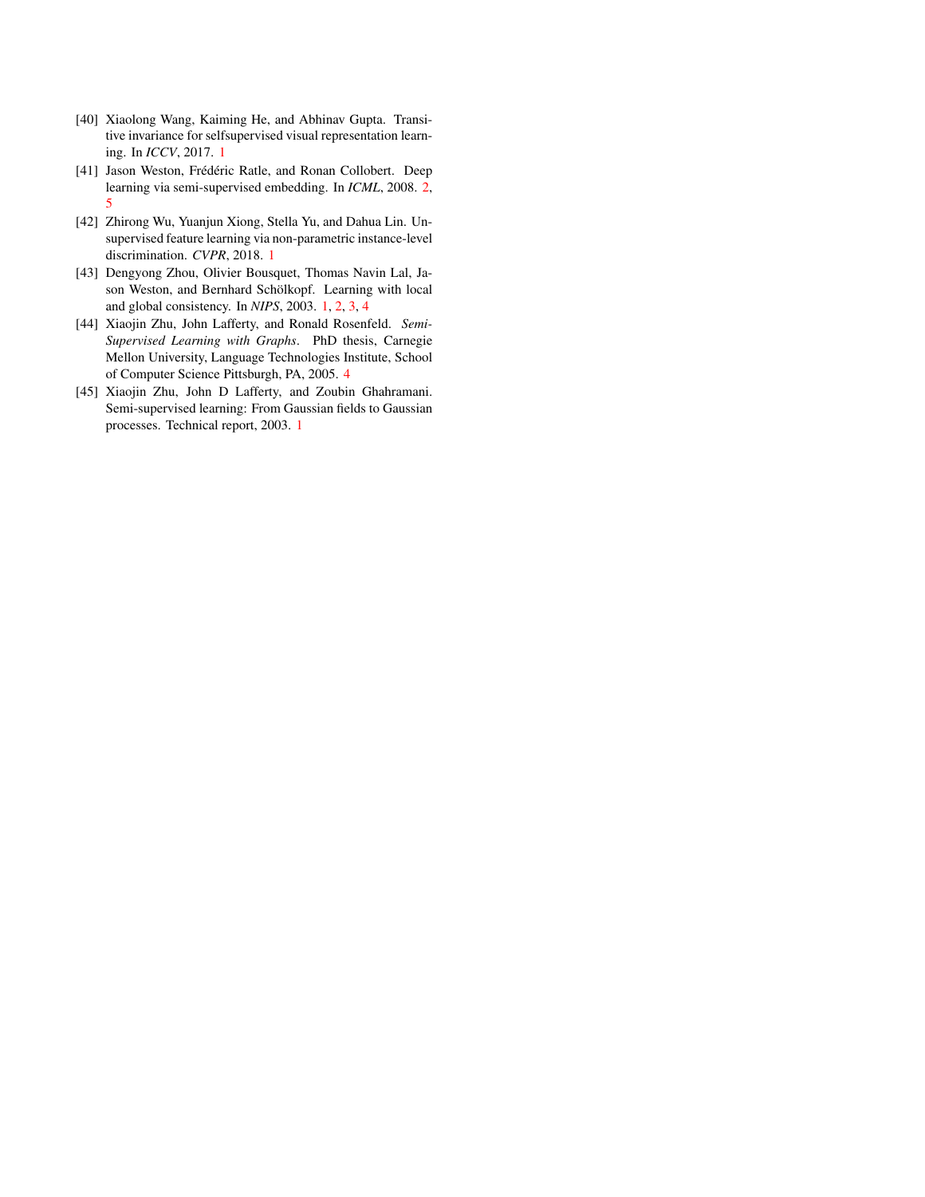[40] Xiaolong Wang, Kaiming He, and Abhinav Gupta. Transitive invariance for selfsupervised visual representation learning. In *ICCV*, 2017. 1

[41] Jason Weston, Frédéric Ratle, and Ronan Collobert. Deep learning via semi-supervised embedding. In *ICML*, 2008. 2, 5

[42] Zhirong Wu, Yuanjun Xiong, Stella Yu, and Dahua Lin. Unsupervised feature learning via non-parametric instance-level discrimination. *CVPR*, 2018. 1

[43] Dengyong Zhou, Olivier Bousquet, Thomas Navin Lal, Jason Weston, and Bernhard Schölkopf. Learning with local and global consistency. In *NIPS*, 2003. 1, 2, 3, 4

[44] Xiaojin Zhu, John Lafferty, and Ronald Rosenfeld. *Semi-Supervised Learning with Graphs*. PhD thesis, Carnegie Mellon University, Language Technologies Institute, School of Computer Science Pittsburgh, PA, 2005. 4

[45] Xiaojin Zhu, John D Lafferty, and Zoubin Ghahramani. Semi-supervised learning: From Gaussian fields to Gaussian processes. Technical report, 2003. 1